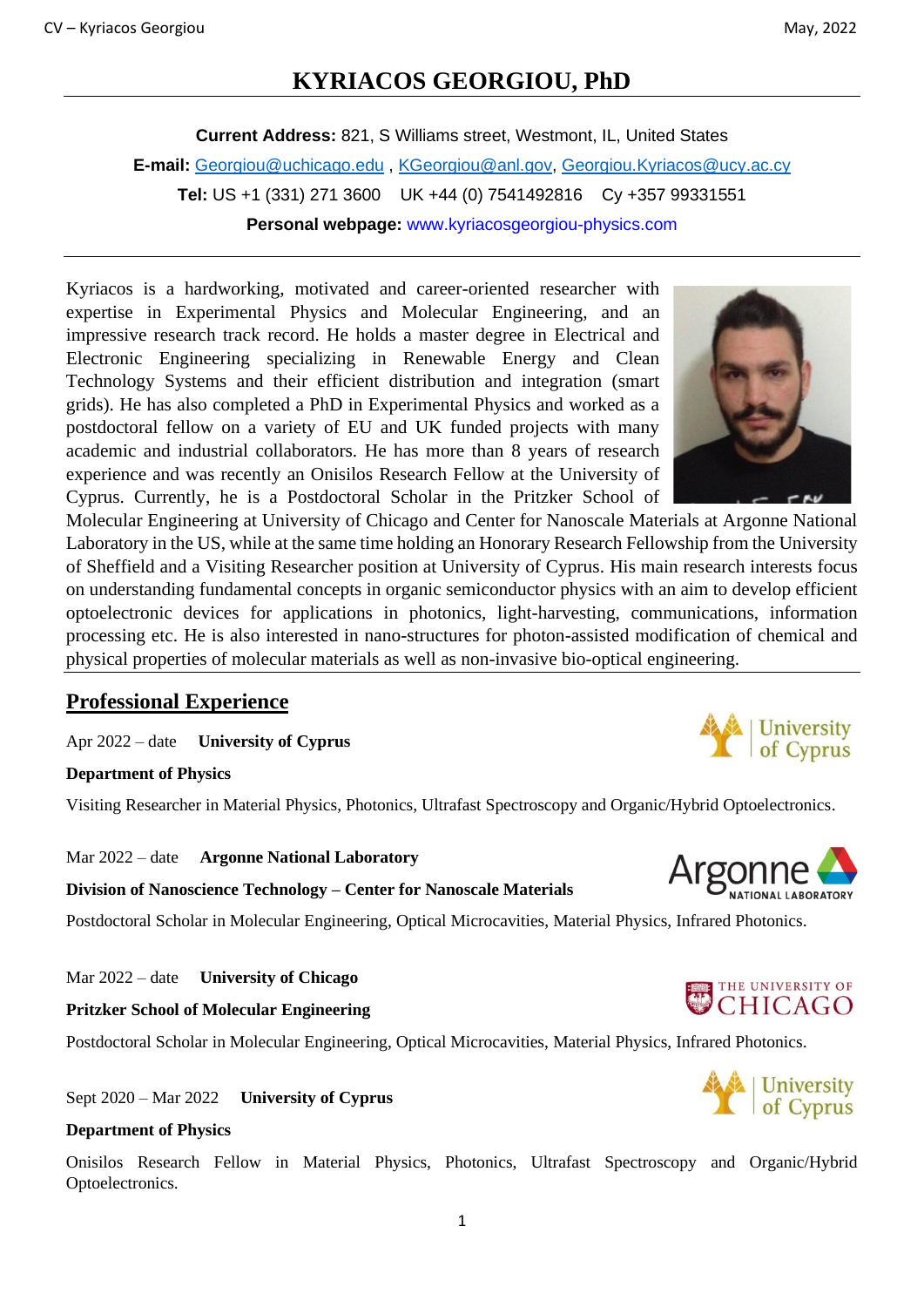# KYRIACOS GEORGIOU, PhD

**Current Address:** 821, S Williams street, Westmont, IL, United States

**E-mail:** Georgiou@uchicago.edu , KGeorgiou@anl.gov, Georgiou.Kyriacos@ucy.ac.cy

**Tel:** US +1 (331) 271 3600 UK +44 (0) 7541492816 Cy +357 99331551

**Personal webpage:** www.kyriacosgeorgiou-physics.com

---

Kyriacos is a hardworking, motivated and career-oriented researcher with expertise in Experimental Physics and Molecular Engineering, and an impressive research track record. He holds a master degree in Electrical and Electronic Engineering specializing in Renewable Energy and Clean Technology Systems and their efficient distribution and integration (smart grids). He has also completed a PhD in Experimental Physics and worked as a postdoctoral fellow on a variety of EU and UK funded projects with many academic and industrial collaborators. He has more than 8 years of research experience and was recently an Onisilos Research Fellow at the University of Cyprus. Currently, he is a Postdoctoral Scholar in the Pritzker School of Molecular Engineering at University of Chicago and Center for Nanoscale Materials at Argonne National Laboratory in the US, while at the same time holding an Honorary Research Fellowship from the University of Sheffield and a Visiting Researcher position at University of Cyprus. His main research interests focus on understanding fundamental concepts in organic semiconductor physics with an aim to develop efficient optoelectronic devices for applications in photonics, light-harvesting, communications, information processing etc. He is also interested in nano-structures for photon-assisted modification of chemical and physical properties of molecular materials as well as non-invasive bio-optical engineering.

---

## Professional Experience

Apr 2022 – date **University of Cyprus**

**Department of Physics**

Visiting Researcher in Material Physics, Photonics, Ultrafast Spectroscopy and Organic/Hybrid Optoelectronics.

Mar 2022 – date **Argonne National Laboratory**

**Division of Nanoscience Technology – Center for Nanoscale Materials**

Postdoctoral Scholar in Molecular Engineering, Optical Microcavities, Material Physics, Infrared Photonics.

Mar 2022 – date **University of Chicago**

**Pritzker School of Molecular Engineering**

Postdoctoral Scholar in Molecular Engineering, Optical Microcavities, Material Physics, Infrared Photonics.

Sept 2020 – Mar 2022 **University of Cyprus**

**Department of Physics**

Onisilos Research Fellow in Material Physics, Photonics, Ultrafast Spectroscopy and Organic/Hybrid Optoelectronics.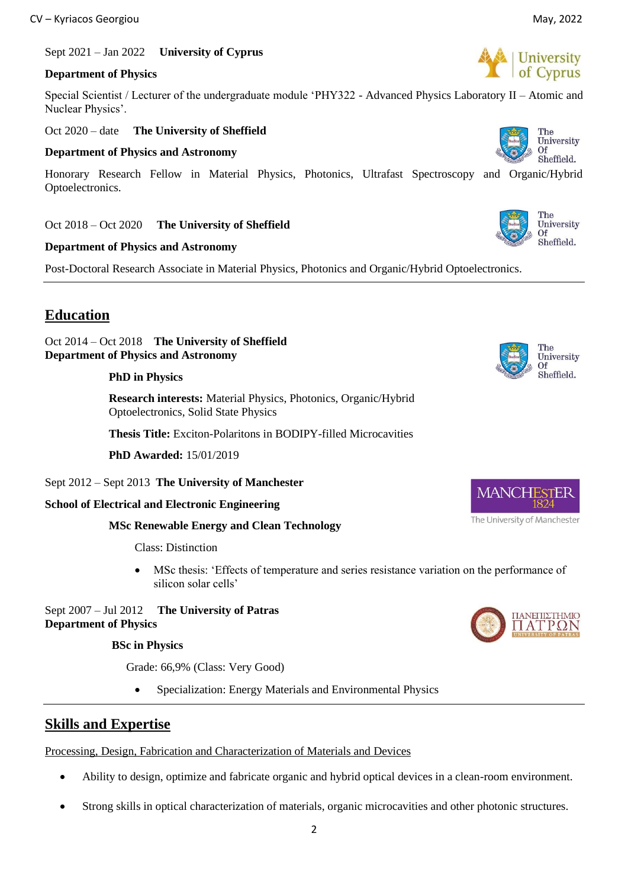Sept 2021 – Jan 2022 **University of Cyprus**

**Department of Physics**

Special Scientist / Lecturer of the undergraduate module 'PHY322 - Advanced Physics Laboratory II – Atomic and Nuclear Physics'.

Oct 2020 – date **The University of Sheffield**

**Department of Physics and Astronomy**

Honorary Research Fellow in Material Physics, Photonics, Ultrafast Spectroscopy and Organic/Hybrid Optoelectronics.

Oct 2018 – Oct 2020 **The University of Sheffield**

**Department of Physics and Astronomy**

Post-Doctoral Research Associate in Material Physics, Photonics and Organic/Hybrid Optoelectronics.

---

## Education

Oct 2014 – Oct 2018 **The University of Sheffield**
**Department of Physics and Astronomy**

**PhD in Physics**

**Research interests:** Material Physics, Photonics, Organic/Hybrid Optoelectronics, Solid State Physics

**Thesis Title:** Exciton-Polaritons in BODIPY-filled Microcavities

**PhD Awarded:** 15/01/2019

Sept 2012 – Sept 2013 **The University of Manchester**

**School of Electrical and Electronic Engineering**

**MSc Renewable Energy and Clean Technology**

Class: Distinction

- MSc thesis: 'Effects of temperature and series resistance variation on the performance of silicon solar cells'

Sept 2007 – Jul 2012 **The University of Patras**
**Department of Physics**

**BSc in Physics**

Grade: 66,9% (Class: Very Good)

- Specialization: Energy Materials and Environmental Physics

---

## Skills and Expertise

Processing, Design, Fabrication and Characterization of Materials and Devices

- Ability to design, optimize and fabricate organic and hybrid optical devices in a clean-room environment.
- Strong skills in optical characterization of materials, organic microcavities and other photonic structures.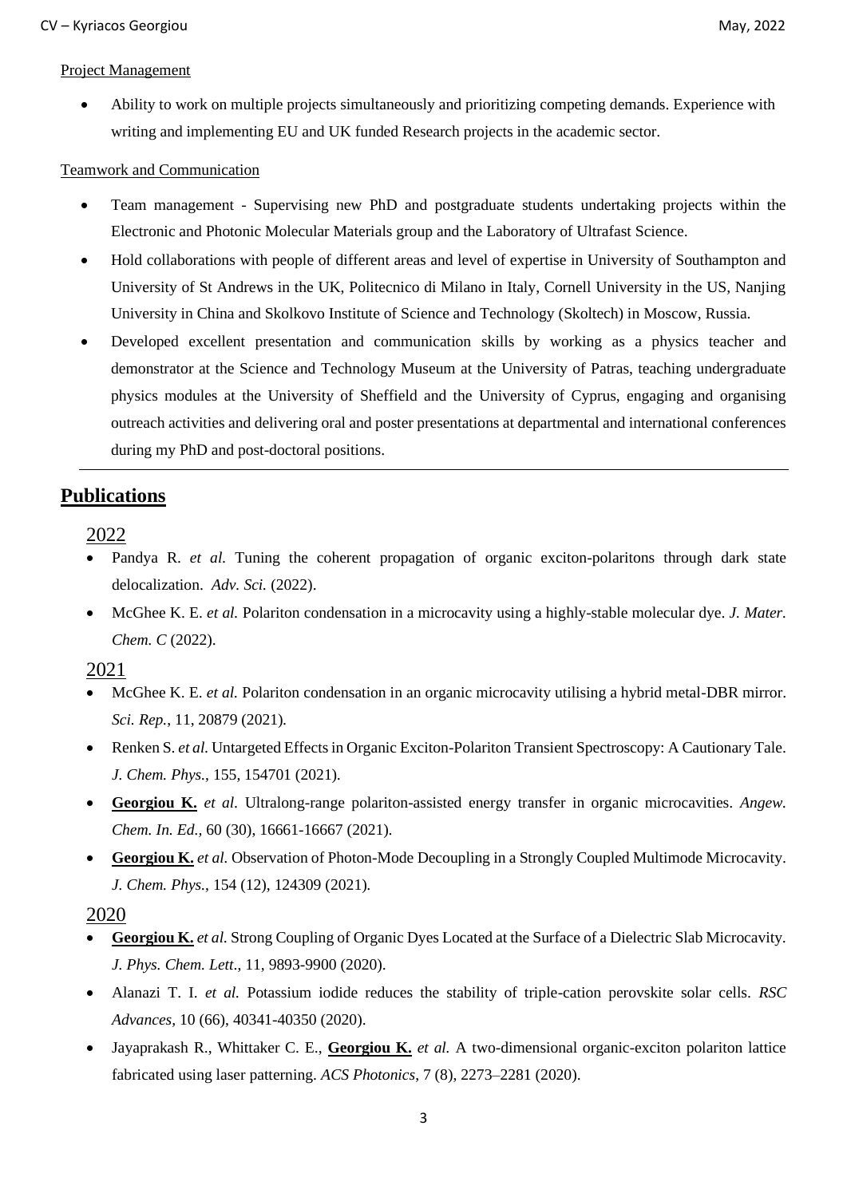<u>Project Management</u>

- Ability to work on multiple projects simultaneously and prioritizing competing demands. Experience with writing and implementing EU and UK funded Research projects in the academic sector.

<u>Teamwork and Communication</u>

- Team management - Supervising new PhD and postgraduate students undertaking projects within the Electronic and Photonic Molecular Materials group and the Laboratory of Ultrafast Science.
- Hold collaborations with people of different areas and level of expertise in University of Southampton and University of St Andrews in the UK, Politecnico di Milano in Italy, Cornell University in the US, Nanjing University in China and Skolkovo Institute of Science and Technology (Skoltech) in Moscow, Russia.
- Developed excellent presentation and communication skills by working as a physics teacher and demonstrator at the Science and Technology Museum at the University of Patras, teaching undergraduate physics modules at the University of Sheffield and the University of Cyprus, engaging and organising outreach activities and delivering oral and poster presentations at departmental and international conferences during my PhD and post-doctoral positions.

---

## Publications

### 2022

- Pandya R. *et al.* Tuning the coherent propagation of organic exciton-polaritons through dark state delocalization. *Adv. Sci.* (2022).
- McGhee K. E. *et al.* Polariton condensation in a microcavity using a highly-stable molecular dye. *J. Mater. Chem. C* (2022).

### 2021

- McGhee K. E. *et al.* Polariton condensation in an organic microcavity utilising a hybrid metal-DBR mirror. *Sci. Rep.*, 11, 20879 (2021).
- Renken S. *et al.* Untargeted Effects in Organic Exciton-Polariton Transient Spectroscopy: A Cautionary Tale. *J. Chem. Phys.*, 155, 154701 (2021).
- **<u>Georgiou K.</u>** *et al.* Ultralong-range polariton-assisted energy transfer in organic microcavities. *Angew. Chem. In. Ed.*, 60 (30), 16661-16667 (2021).
- **<u>Georgiou K.</u>** *et al.* Observation of Photon-Mode Decoupling in a Strongly Coupled Multimode Microcavity. *J. Chem. Phys.*, 154 (12), 124309 (2021).

### 2020

- **<u>Georgiou K.</u>** *et al.* Strong Coupling of Organic Dyes Located at the Surface of a Dielectric Slab Microcavity. *J. Phys. Chem. Lett.*, 11, 9893-9900 (2020).
- Alanazi T. I. *et al.* Potassium iodide reduces the stability of triple-cation perovskite solar cells. *RSC Advances*, 10 (66), 40341-40350 (2020).
- Jayaprakash R., Whittaker C. E., **<u>Georgiou K.</u>** *et al.* A two-dimensional organic-exciton polariton lattice fabricated using laser patterning. *ACS Photonics*, 7 (8), 2273–2281 (2020).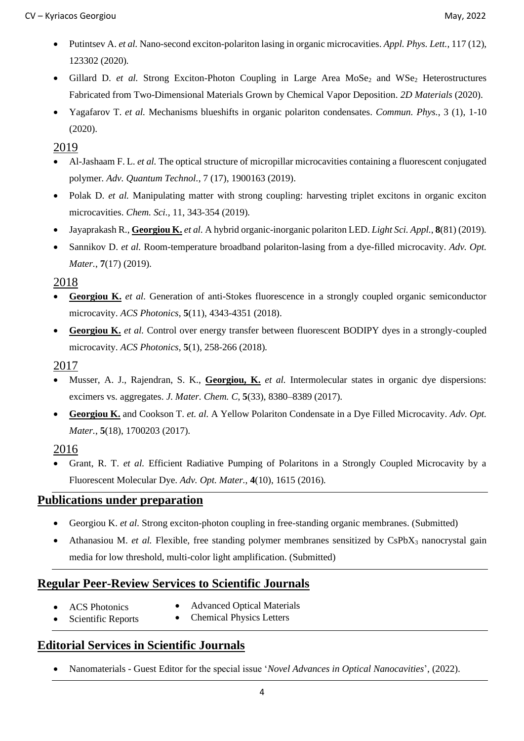- Putintsev A. *et al.* Nano-second exciton-polariton lasing in organic microcavities. *Appl. Phys. Lett.*, 117 (12), 123302 (2020).
- Gillard D. *et al.* Strong Exciton-Photon Coupling in Large Area $MoSe_2$ and $WSe_2$ Heterostructures Fabricated from Two-Dimensional Materials Grown by Chemical Vapor Deposition. *2D Materials* (2020).
- Yagafarov T. *et al.* Mechanisms blueshifts in organic polariton condensates. *Commun. Phys.*, 3 (1), 1-10 (2020).

## 2019

- Al-Jashaam F. L. *et al.* The optical structure of micropillar microcavities containing a fluorescent conjugated polymer. *Adv. Quantum Technol.*, 7 (17), 1900163 (2019).
- Polak D. *et al.* Manipulating matter with strong coupling: harvesting triplet excitons in organic exciton microcavities. *Chem. Sci.*, 11, 343-354 (2019).
- Jayaprakash R., **Georgiou K.** *et al.* A hybrid organic-inorganic polariton LED. *Light Sci. Appl.*, **8**(81) (2019).
- Sannikov D. *et al.* Room-temperature broadband polariton-lasing from a dye-filled microcavity. *Adv. Opt. Mater.*, **7**(17) (2019).

## 2018

- **Georgiou K.** *et al.* Generation of anti-Stokes fluorescence in a strongly coupled organic semiconductor microcavity. *ACS Photonics*, **5**(11), 4343-4351 (2018).
- **Georgiou K.** *et al.* Control over energy transfer between fluorescent BODIPY dyes in a strongly-coupled microcavity. *ACS Photonics*, **5**(1), 258-266 (2018).

## 2017

- Musser, A. J., Rajendran, S. K., **Georgiou, K.** *et al.* Intermolecular states in organic dye dispersions: excimers vs. aggregates. *J. Mater. Chem. C*, **5**(33), 8380–8389 (2017).
- **Georgiou K.** and Cookson T. *et. al.* A Yellow Polariton Condensate in a Dye Filled Microcavity. *Adv. Opt. Mater.*, **5**(18), 1700203 (2017).

## 2016

- Grant, R. T. *et al.* Efficient Radiative Pumping of Polaritons in a Strongly Coupled Microcavity by a Fluorescent Molecular Dye. *Adv. Opt. Mater.*, **4**(10), 1615 (2016).

## Publications under preparation

- Georgiou K. *et al.* Strong exciton-photon coupling in free-standing organic membranes. (Submitted)
- Athanasiou M. *et al.* Flexible, free standing polymer membranes sensitized by $CsPbX_3$ nanocrystal gain media for low threshold, multi-color light amplification. (Submitted)

## Regular Peer-Review Services to Scientific Journals

- ACS Photonics
- Scientific Reports
- Advanced Optical Materials
- Chemical Physics Letters

## Editorial Services in Scientific Journals

- Nanomaterials - Guest Editor for the special issue '*Novel Advances in Optical Nanocavities*', (2022).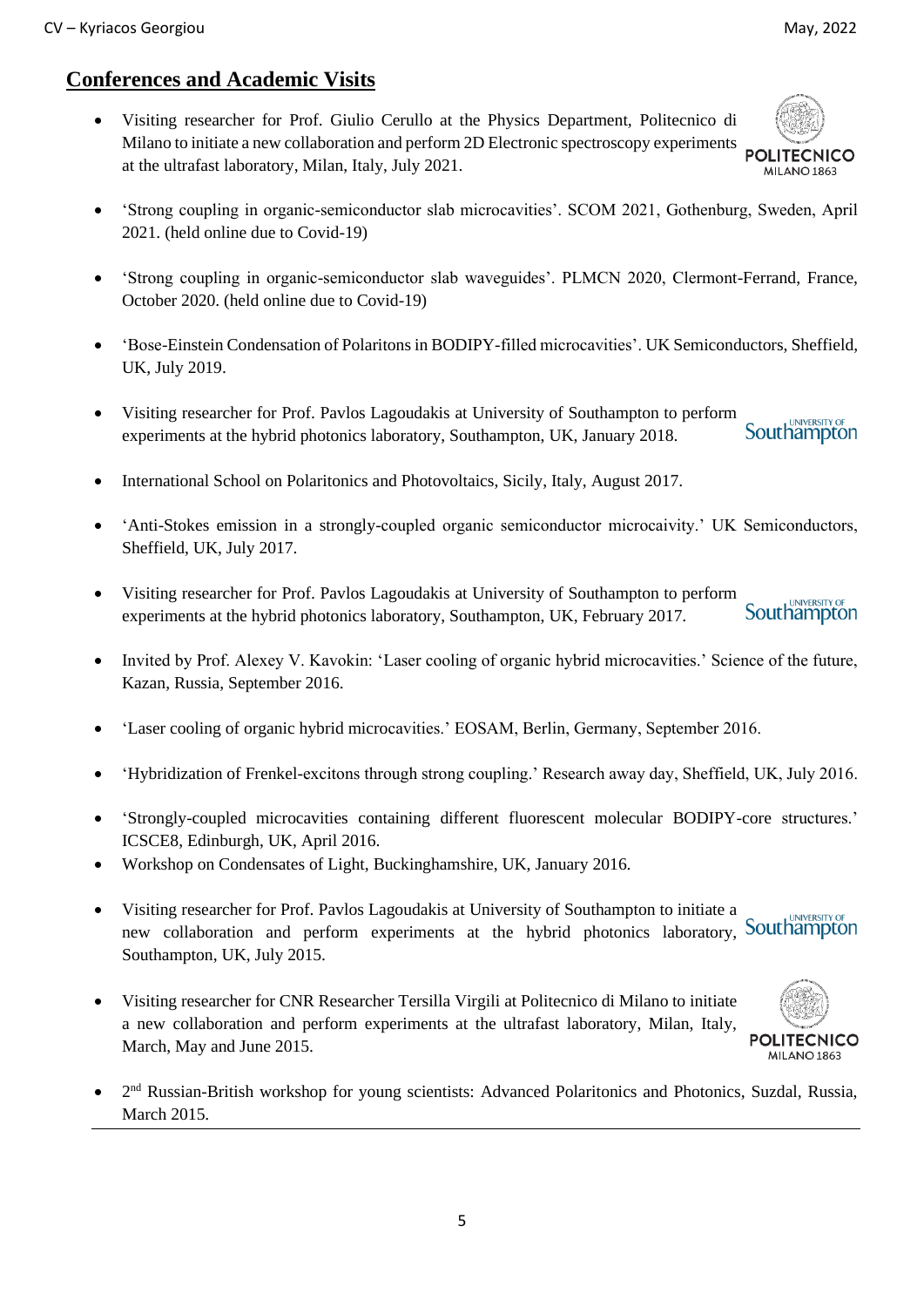## Conferences and Academic Visits

- Visiting researcher for Prof. Giulio Cerullo at the Physics Department, Politecnico di Milano to initiate a new collaboration and perform 2D Electronic spectroscopy experiments at the ultrafast laboratory, Milan, Italy, July 2021.
- 'Strong coupling in organic-semiconductor slab microcavities'. SCOM 2021, Gothenburg, Sweden, April 2021. (held online due to Covid-19)
- 'Strong coupling in organic-semiconductor slab waveguides'. PLMCN 2020, Clermont-Ferrand, France, October 2020. (held online due to Covid-19)
- 'Bose-Einstein Condensation of Polaritons in BODIPY-filled microcavities'. UK Semiconductors, Sheffield, UK, July 2019.
- Visiting researcher for Prof. Pavlos Lagoudakis at University of Southampton to perform experiments at the hybrid photonics laboratory, Southampton, UK, January 2018.
- International School on Polaritonics and Photovoltaics, Sicily, Italy, August 2017.
- 'Anti-Stokes emission in a strongly-coupled organic semiconductor microcaivity.' UK Semiconductors, Sheffield, UK, July 2017.
- Visiting researcher for Prof. Pavlos Lagoudakis at University of Southampton to perform experiments at the hybrid photonics laboratory, Southampton, UK, February 2017.
- Invited by Prof. Alexey V. Kavokin: 'Laser cooling of organic hybrid microcavities.' Science of the future, Kazan, Russia, September 2016.
- 'Laser cooling of organic hybrid microcavities.' EOSAM, Berlin, Germany, September 2016.
- 'Hybridization of Frenkel-excitons through strong coupling.' Research away day, Sheffield, UK, July 2016.
- 'Strongly-coupled microcavities containing different fluorescent molecular BODIPY-core structures.' ICSCE8, Edinburgh, UK, April 2016.
- Workshop on Condensates of Light, Buckinghamshire, UK, January 2016.
- Visiting researcher for Prof. Pavlos Lagoudakis at University of Southampton to initiate a new collaboration and perform experiments at the hybrid photonics laboratory, Southampton, UK, July 2015.
- Visiting researcher for CNR Researcher Tersilla Virgili at Politecnico di Milano to initiate a new collaboration and perform experiments at the ultrafast laboratory, Milan, Italy, March, May and June 2015.
- 2nd Russian-British workshop for young scientists: Advanced Polaritonics and Photonics, Suzdal, Russia, March 2015.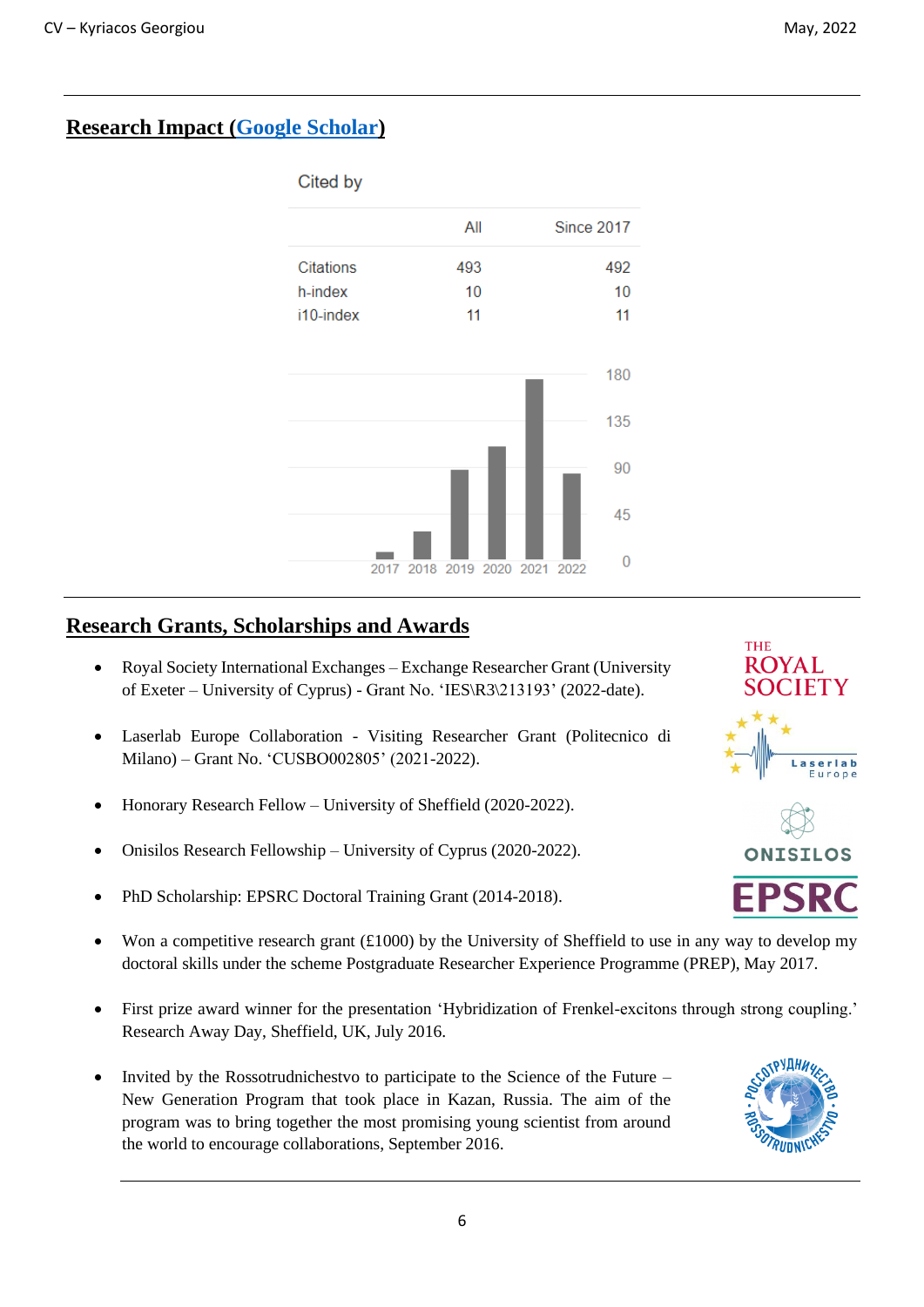## Research Impact (Google Scholar)

Cited by

| | All | Since 2017 |
|---|---|---|
| Citations | 493 | 492 |
| h-index | 10 | 10 |
| i10-index | 11 | 11 |

## Research Grants, Scholarships and Awards

- Royal Society International Exchanges – Exchange Researcher Grant (University of Exeter – University of Cyprus) - Grant No. 'IES\R3\213193' (2022-date).
- Laserlab Europe Collaboration - Visiting Researcher Grant (Politecnico di Milano) – Grant No. 'CUSBO002805' (2021-2022).
- Honorary Research Fellow – University of Sheffield (2020-2022).
- Onisilos Research Fellowship – University of Cyprus (2020-2022).
- PhD Scholarship: EPSRC Doctoral Training Grant (2014-2018).
- Won a competitive research grant (£1000) by the University of Sheffield to use in any way to develop my doctoral skills under the scheme Postgraduate Researcher Experience Programme (PREP), May 2017.
- First prize award winner for the presentation 'Hybridization of Frenkel-excitons through strong coupling.' Research Away Day, Sheffield, UK, July 2016.
- Invited by the Rossotrudnichestvo to participate to the Science of the Future – New Generation Program that took place in Kazan, Russia. The aim of the program was to bring together the most promising young scientist from around the world to encourage collaborations, September 2016.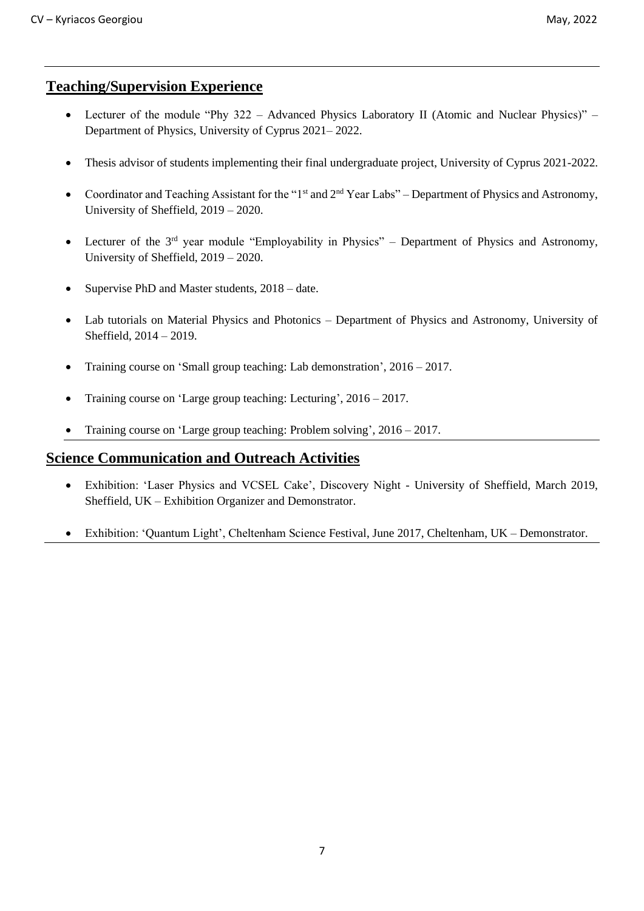## Teaching/Supervision Experience

- Lecturer of the module "Phy 322 – Advanced Physics Laboratory II (Atomic and Nuclear Physics)" – Department of Physics, University of Cyprus 2021– 2022.
- Thesis advisor of students implementing their final undergraduate project, University of Cyprus 2021-2022.
- Coordinator and Teaching Assistant for the "1st and 2nd Year Labs" – Department of Physics and Astronomy, University of Sheffield, 2019 – 2020.
- Lecturer of the 3rd year module "Employability in Physics" – Department of Physics and Astronomy, University of Sheffield, 2019 – 2020.
- Supervise PhD and Master students, 2018 – date.
- Lab tutorials on Material Physics and Photonics – Department of Physics and Astronomy, University of Sheffield, 2014 – 2019.
- Training course on 'Small group teaching: Lab demonstration', 2016 – 2017.
- Training course on 'Large group teaching: Lecturing', 2016 – 2017.
- Training course on 'Large group teaching: Problem solving', 2016 – 2017.

## Science Communication and Outreach Activities

- Exhibition: 'Laser Physics and VCSEL Cake', Discovery Night - University of Sheffield, March 2019, Sheffield, UK – Exhibition Organizer and Demonstrator.
- Exhibition: 'Quantum Light', Cheltenham Science Festival, June 2017, Cheltenham, UK – Demonstrator.